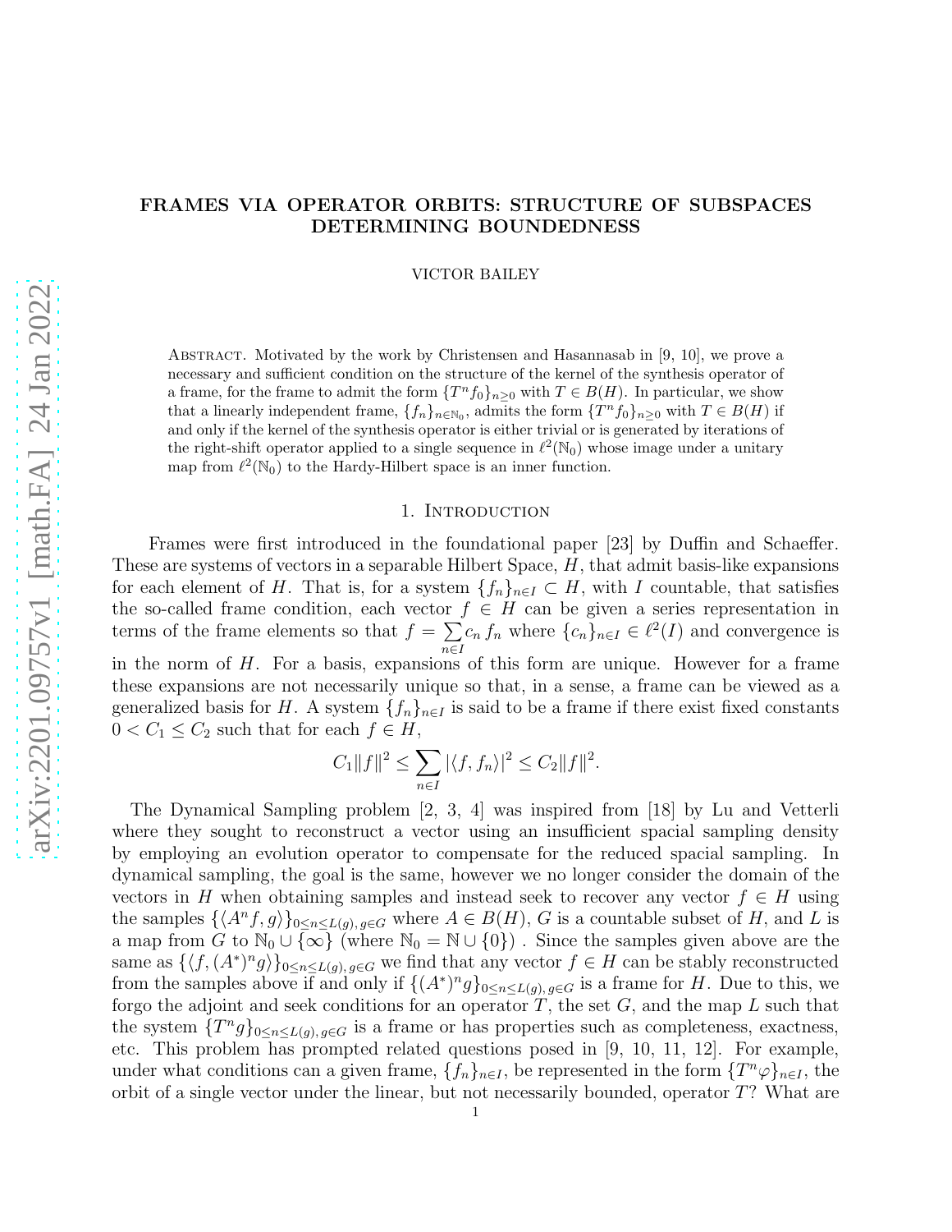# FRAMES VIA OPERATOR ORBITS: STRUCTURE OF SUBSPACES DETERMINING BOUNDEDNESS

VICTOR BAILEY

Abstract. Motivated by the work by Christensen and Hasannasab in [9, 10], we prove a necessary and sufficient condition on the structure of the kernel of the synthesis operator of a frame, for the frame to admit the form $\{T^n f_0\}_{n\geq 0}$ with $T \in B(H)$. In particular, we show that a linearly independent frame, $\{f_n\}_{n\in\mathbb{N}_0}$, admits the form $\{T^n f_0\}_{n\geq 0}$ with $T \in B(H)$ if and only if the kernel of the synthesis operator is either trivial or is generated by iterations of the right-shift operator applied to a single sequence in $\ell^2(\mathbb{N}_0)$ whose image under a unitary map from $\ell^2(\mathbb{N}_0)$ to the Hardy-Hilbert space is an inner function.

## 1. Introduction

Frames were first introduced in the foundational paper [23] by Duffin and Schaeffer. These are systems of vectors in a separable Hilbert Space, $H$, that admit basis-like expansions for each element of $H$. That is, for a system $\{f_n\}_{n\in I} \subset H$, with $I$ countable, that satisfies the so-called frame condition, each vector $f \in H$ can be given a series representation in terms of the frame elements so that $f = \sum_{n\in I} c_n f_n$ where $\{c_n\}_{n\in I} \in \ell^2(I)$ and convergence is in the norm of $H$. For a basis, expansions of this form are unique. However for a frame these expansions are not necessarily unique so that, in a sense, a frame can be viewed as a generalized basis for $H$. A system $\{f_n\}_{n\in I}$ is said to be a frame if there exist fixed constants $0 < C_1 \leq C_2$ such that for each $f \in H$,

$$C_1\|f\|^2 \leq \sum_{n\in I} |\langle f, f_n\rangle|^2 \leq C_2\|f\|^2.$$

The Dynamical Sampling problem [2, 3, 4] was inspired from [18] by Lu and Vetterli where they sought to reconstruct a vector using an insufficient spacial sampling density by employing an evolution operator to compensate for the reduced spacial sampling. In dynamical sampling, the goal is the same, however we no longer consider the domain of the vectors in $H$ when obtaining samples and instead seek to recover any vector $f \in H$ using the samples $\{\langle A^n f, g\rangle\}_{0\leq n\leq L(g),\, g\in G}$ where $A \in B(H)$, $G$ is a countable subset of $H$, and $L$ is a map from $G$ to $\mathbb{N}_0 \cup \{\infty\}$ (where $\mathbb{N}_0 = \mathbb{N} \cup \{0\}$) . Since the samples given above are the same as $\{\langle f, (A^*)^n g\rangle\}_{0\leq n\leq L(g),\, g\in G}$ we find that any vector $f \in H$ can be stably reconstructed from the samples above if and only if $\{(A^*)^n g\}_{0\leq n\leq L(g),\, g\in G}$ is a frame for $H$. Due to this, we forgo the adjoint and seek conditions for an operator $T$, the set $G$, and the map $L$ such that the system $\{T^n g\}_{0\leq n\leq L(g),\, g\in G}$ is a frame or has properties such as completeness, exactness, etc. This problem has prompted related questions posed in [9, 10, 11, 12]. For example, under what conditions can a given frame, $\{f_n\}_{n\in I}$, be represented in the form $\{T^n\varphi\}_{n\in I}$, the orbit of a single vector under the linear, but not necessarily bounded, operator $T$? What are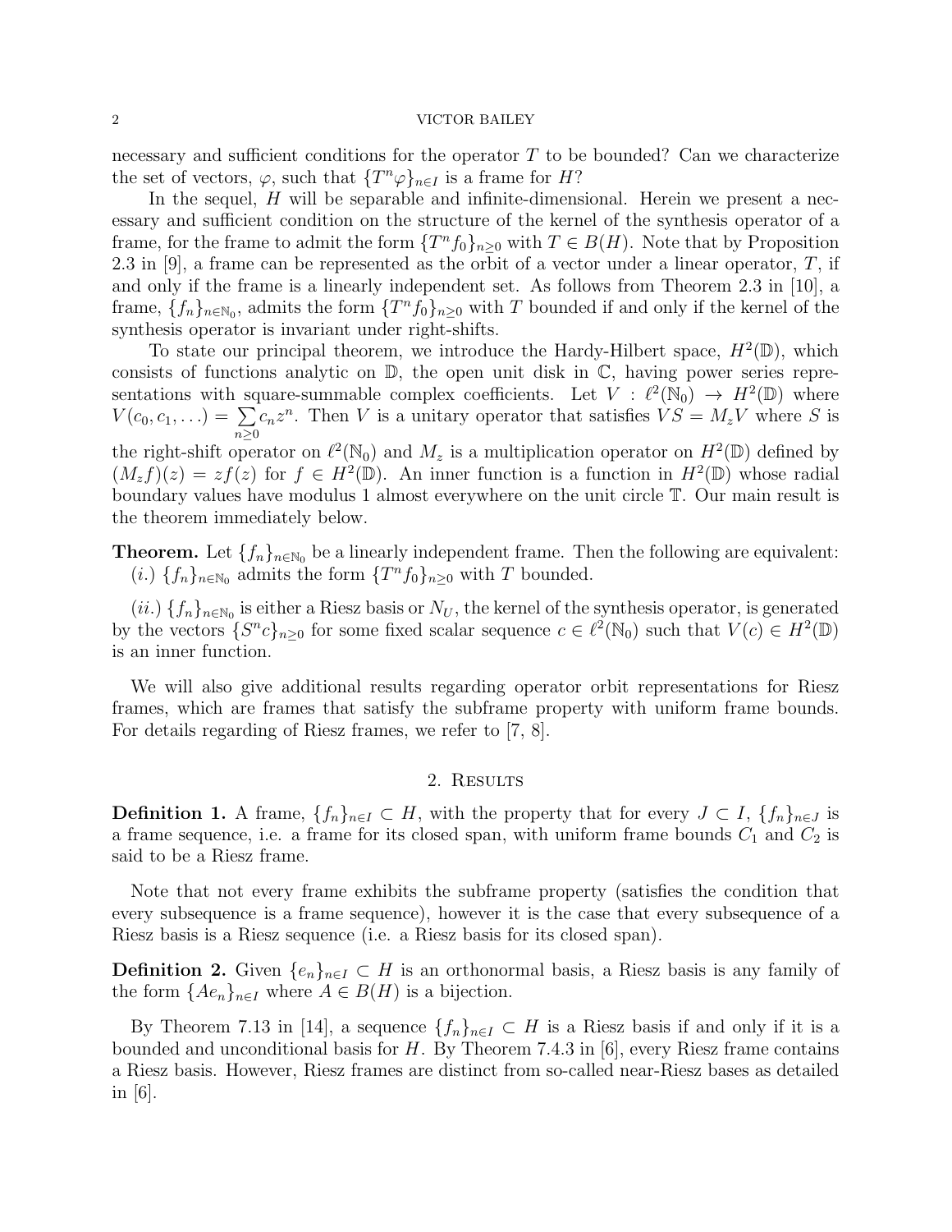necessary and sufficient conditions for the operator $T$ to be bounded? Can we characterize the set of vectors, $\varphi$, such that $\{T^n\varphi\}_{n\in I}$ is a frame for $H$?

In the sequel, $H$ will be separable and infinite-dimensional. Herein we present a necessary and sufficient condition on the structure of the kernel of the synthesis operator of a frame, for the frame to admit the form $\{T^n f_0\}_{n\geq 0}$ with $T \in B(H)$. Note that by Proposition 2.3 in [9], a frame can be represented as the orbit of a vector under a linear operator, $T$, if and only if the frame is a linearly independent set. As follows from Theorem 2.3 in [10], a frame, $\{f_n\}_{n\in\mathbb{N}_0}$, admits the form $\{T^n f_0\}_{n\geq 0}$ with $T$ bounded if and only if the kernel of the synthesis operator is invariant under right-shifts.

To state our principal theorem, we introduce the Hardy-Hilbert space, $H^2(\mathbb{D})$, which consists of functions analytic on $\mathbb{D}$, the open unit disk in $\mathbb{C}$, having power series representations with square-summable complex coefficients. Let $V : \ell^2(\mathbb{N}_0) \to H^2(\mathbb{D})$ where $V(c_0, c_1, \ldots) = \sum_{n\geq 0} c_n z^n$. Then $V$ is a unitary operator that satisfies $VS = M_z V$ where $S$ is the right-shift operator on $\ell^2(\mathbb{N}_0)$ and $M_z$ is a multiplication operator on $H^2(\mathbb{D})$ defined by $(M_z f)(z) = zf(z)$ for $f \in H^2(\mathbb{D})$. An inner function is a function in $H^2(\mathbb{D})$ whose radial boundary values have modulus 1 almost everywhere on the unit circle $\mathbb{T}$. Our main result is the theorem immediately below.

**Theorem.** Let $\{f_n\}_{n\in\mathbb{N}_0}$ be a linearly independent frame. Then the following are equivalent:
$(i.)$ $\{f_n\}_{n\in\mathbb{N}_0}$ admits the form $\{T^n f_0\}_{n\geq 0}$ with $T$ bounded.

$(ii.)$ $\{f_n\}_{n\in\mathbb{N}_0}$ is either a Riesz basis or $N_U$, the kernel of the synthesis operator, is generated by the vectors $\{S^n c\}_{n\geq 0}$ for some fixed scalar sequence $c \in \ell^2(\mathbb{N}_0)$ such that $V(c) \in H^2(\mathbb{D})$ is an inner function.

We will also give additional results regarding operator orbit representations for Riesz frames, which are frames that satisfy the subframe property with uniform frame bounds. For details regarding of Riesz frames, we refer to [7, 8].

## 2. Results

**Definition 1.** A frame, $\{f_n\}_{n\in I} \subset H$, with the property that for every $J \subset I$, $\{f_n\}_{n\in J}$ is a frame sequence, i.e. a frame for its closed span, with uniform frame bounds $C_1$ and $C_2$ is said to be a Riesz frame.

Note that not every frame exhibits the subframe property (satisfies the condition that every subsequence is a frame sequence), however it is the case that every subsequence of a Riesz basis is a Riesz sequence (i.e. a Riesz basis for its closed span).

**Definition 2.** Given $\{e_n\}_{n\in I} \subset H$ is an orthonormal basis, a Riesz basis is any family of the form $\{Ae_n\}_{n\in I}$ where $A \in B(H)$ is a bijection.

By Theorem 7.13 in [14], a sequence $\{f_n\}_{n\in I} \subset H$ is a Riesz basis if and only if it is a bounded and unconditional basis for $H$. By Theorem 7.4.3 in [6], every Riesz frame contains a Riesz basis. However, Riesz frames are distinct from so-called near-Riesz bases as detailed in [6].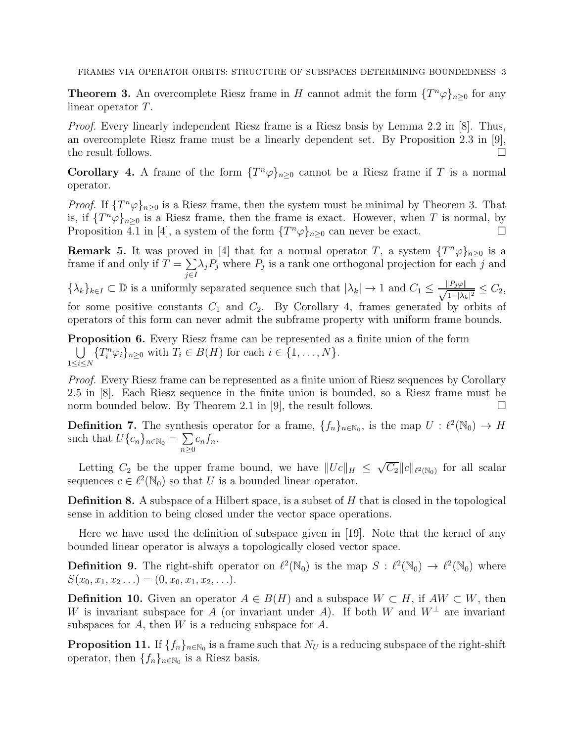**Theorem 3.** An overcomplete Riesz frame in $H$ cannot admit the form $\{T^n\varphi\}_{n\geq 0}$ for any linear operator $T$.

*Proof.* Every linearly independent Riesz frame is a Riesz basis by Lemma 2.2 in [8]. Thus, an overcomplete Riesz frame must be a linearly dependent set. By Proposition 2.3 in [9], the result follows. $\square$

**Corollary 4.** A frame of the form $\{T^n\varphi\}_{n\geq 0}$ cannot be a Riesz frame if $T$ is a normal operator.

*Proof.* If $\{T^n\varphi\}_{n\geq 0}$ is a Riesz frame, then the system must be minimal by Theorem 3. That is, if $\{T^n\varphi\}_{n\geq 0}$ is a Riesz frame, then the frame is exact. However, when $T$ is normal, by Proposition 4.1 in [4], a system of the form $\{T^n\varphi\}_{n\geq 0}$ can never be exact. $\square$

**Remark 5.** It was proved in [4] that for a normal operator $T$, a system $\{T^n\varphi\}_{n\geq 0}$ is a frame if and only if $T = \sum_{j\in I} \lambda_j P_j$ where $P_j$ is a rank one orthogonal projection for each $j$ and $\{\lambda_k\}_{k\in I} \subset \mathbb{D}$ is a uniformly separated sequence such that $|\lambda_k| \to 1$ and $C_1 \leq \frac{\|P_j\varphi\|}{\sqrt{1-|\lambda_k|^2}} \leq C_2$, for some positive constants $C_1$ and $C_2$. By Corollary 4, frames generated by orbits of operators of this form can never admit the subframe property with uniform frame bounds.

**Proposition 6.** Every Riesz frame can be represented as a finite union of the form $\bigcup_{1\leq i\leq N} \{T_i^n\varphi_i\}_{n\geq 0}$ with $T_i \in B(H)$ for each $i \in \{1,\ldots,N\}$.

*Proof.* Every Riesz frame can be represented as a finite union of Riesz sequences by Corollary 2.5 in [8]. Each Riesz sequence in the finite union is bounded, so a Riesz frame must be norm bounded below. By Theorem 2.1 in [9], the result follows. $\square$

**Definition 7.** The synthesis operator for a frame, $\{f_n\}_{n\in\mathbb{N}_0}$, is the map $U : \ell^2(\mathbb{N}_0) \to H$ such that $U\{c_n\}_{n\in\mathbb{N}_0} = \sum_{n\geq 0} c_n f_n$.

Letting $C_2$ be the upper frame bound, we have $\|Uc\|_H \leq \sqrt{C_2}\|c\|_{\ell^2(\mathbb{N}_0)}$ for all scalar sequences $c \in \ell^2(\mathbb{N}_0)$ so that $U$ is a bounded linear operator.

**Definition 8.** A subspace of a Hilbert space, is a subset of $H$ that is closed in the topological sense in addition to being closed under the vector space operations.

Here we have used the definition of subspace given in [19]. Note that the kernel of any bounded linear operator is always a topologically closed vector space.

**Definition 9.** The right-shift operator on $\ell^2(\mathbb{N}_0)$ is the map $S : \ell^2(\mathbb{N}_0) \to \ell^2(\mathbb{N}_0)$ where $S(x_0, x_1, x_2 \ldots) = (0, x_0, x_1, x_2, \ldots)$.

**Definition 10.** Given an operator $A \in B(H)$ and a subspace $W \subset H$, if $AW \subset W$, then $W$ is invariant subspace for $A$ (or invariant under $A$). If both $W$ and $W^\perp$ are invariant subspaces for $A$, then $W$ is a reducing subspace for $A$.

**Proposition 11.** If $\{f_n\}_{n\in\mathbb{N}_0}$ is a frame such that $N_U$ is a reducing subspace of the right-shift operator, then $\{f_n\}_{n\in\mathbb{N}_0}$ is a Riesz basis.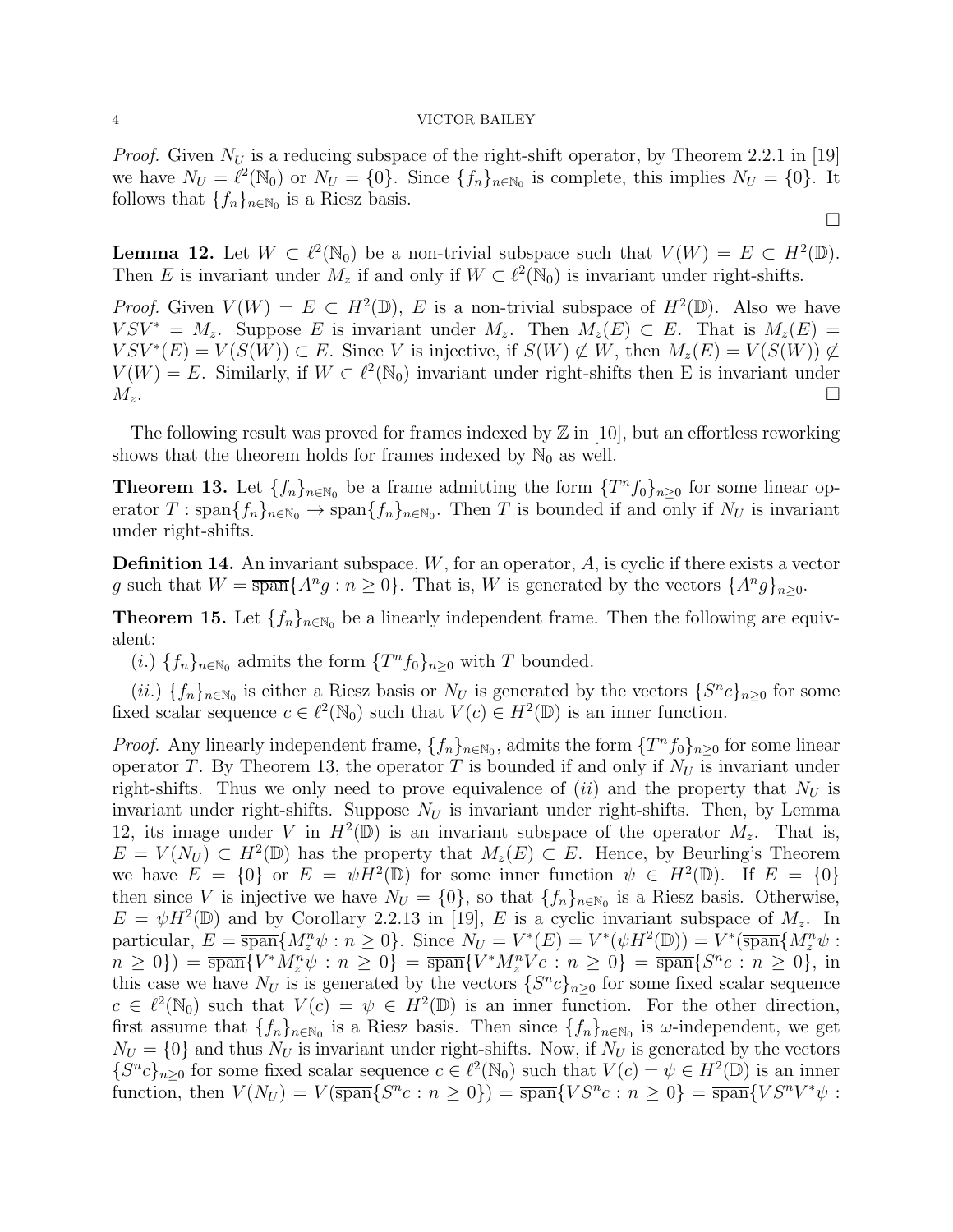*Proof.* Given $N_U$ is a reducing subspace of the right-shift operator, by Theorem 2.2.1 in [19] we have $N_U = \ell^2(\mathbb{N}_0)$ or $N_U = \{0\}$. Since $\{f_n\}_{n\in\mathbb{N}_0}$ is complete, this implies $N_U = \{0\}$. It follows that $\{f_n\}_{n\in\mathbb{N}_0}$ is a Riesz basis. $\square$

**Lemma 12.** Let $W \subset \ell^2(\mathbb{N}_0)$ be a non-trivial subspace such that $V(W) = E \subset H^2(\mathbb{D})$. Then $E$ is invariant under $M_z$ if and only if $W \subset \ell^2(\mathbb{N}_0)$ is invariant under right-shifts.

*Proof.* Given $V(W) = E \subset H^2(\mathbb{D})$, $E$ is a non-trivial subspace of $H^2(\mathbb{D})$. Also we have $VSV^* = M_z$. Suppose $E$ is invariant under $M_z$. Then $M_z(E) \subset E$. That is $M_z(E) = VSV^*(E) = V(S(W)) \subset E$. Since $V$ is injective, if $S(W) \not\subset W$, then $M_z(E) = V(S(W)) \not\subset V(W) = E$. Similarly, if $W \subset \ell^2(\mathbb{N}_0)$ invariant under right-shifts then E is invariant under $M_z$. $\square$

The following result was proved for frames indexed by $\mathbb{Z}$ in [10], but an effortless reworking shows that the theorem holds for frames indexed by $\mathbb{N}_0$ as well.

**Theorem 13.** Let $\{f_n\}_{n\in\mathbb{N}_0}$ be a frame admitting the form $\{T^n f_0\}_{n\geq 0}$ for some linear operator $T : \text{span}\{f_n\}_{n\in\mathbb{N}_0} \to \text{span}\{f_n\}_{n\in\mathbb{N}_0}$. Then $T$ is bounded if and only if $N_U$ is invariant under right-shifts.

**Definition 14.** An invariant subspace, $W$, for an operator, $A$, is cyclic if there exists a vector $g$ such that $W = \overline{\text{span}}\{A^n g : n \geq 0\}$. That is, $W$ is generated by the vectors $\{A^n g\}_{n\geq 0}$.

**Theorem 15.** Let $\{f_n\}_{n\in\mathbb{N}_0}$ be a linearly independent frame. Then the following are equivalent:

$(i.)$ $\{f_n\}_{n\in\mathbb{N}_0}$ admits the form $\{T^n f_0\}_{n\geq 0}$ with $T$ bounded.

$(ii.)$ $\{f_n\}_{n\in\mathbb{N}_0}$ is either a Riesz basis or $N_U$ is generated by the vectors $\{S^n c\}_{n\geq 0}$ for some fixed scalar sequence $c \in \ell^2(\mathbb{N}_0)$ such that $V(c) \in H^2(\mathbb{D})$ is an inner function.

*Proof.* Any linearly independent frame, $\{f_n\}_{n\in\mathbb{N}_0}$, admits the form $\{T^n f_0\}_{n\geq 0}$ for some linear operator $T$. By Theorem 13, the operator $T$ is bounded if and only if $N_U$ is invariant under right-shifts. Thus we only need to prove equivalence of $(ii)$ and the property that $N_U$ is invariant under right-shifts. Suppose $N_U$ is invariant under right-shifts. Then, by Lemma 12, its image under $V$ in $H^2(\mathbb{D})$ is an invariant subspace of the operator $M_z$. That is, $E = V(N_U) \subset H^2(\mathbb{D})$ has the property that $M_z(E) \subset E$. Hence, by Beurling's Theorem we have $E = \{0\}$ or $E = \psi H^2(\mathbb{D})$ for some inner function $\psi \in H^2(\mathbb{D})$. If $E = \{0\}$ then since $V$ is injective we have $N_U = \{0\}$, so that $\{f_n\}_{n\in\mathbb{N}_0}$ is a Riesz basis. Otherwise, $E = \psi H^2(\mathbb{D})$ and by Corollary 2.2.13 in [19], $E$ is a cyclic invariant subspace of $M_z$. In particular, $E = \overline{\text{span}}\{M_z^n \psi : n \geq 0\}$. Since $N_U = V^*(E) = V^*(\psi H^2(\mathbb{D})) = V^*(\overline{\text{span}}\{M_z^n \psi : n \geq 0\}) = \overline{\text{span}}\{V^* M_z^n \psi : n \geq 0\} = \overline{\text{span}}\{V^* M_z^n V c : n \geq 0\} = \overline{\text{span}}\{S^n c : n \geq 0\}$, in this case we have $N_U$ is is generated by the vectors $\{S^n c\}_{n\geq 0}$ for some fixed scalar sequence $c \in \ell^2(\mathbb{N}_0)$ such that $V(c) = \psi \in H^2(\mathbb{D})$ is an inner function. For the other direction, first assume that $\{f_n\}_{n\in\mathbb{N}_0}$ is a Riesz basis. Then since $\{f_n\}_{n\in\mathbb{N}_0}$ is $\omega$-independent, we get $N_U = \{0\}$ and thus $N_U$ is invariant under right-shifts. Now, if $N_U$ is generated by the vectors $\{S^n c\}_{n\geq 0}$ for some fixed scalar sequence $c \in \ell^2(\mathbb{N}_0)$ such that $V(c) = \psi \in H^2(\mathbb{D})$ is an inner function, then $V(N_U) = V(\overline{\text{span}}\{S^n c : n \geq 0\}) = \overline{\text{span}}\{VS^n c : n \geq 0\} = \overline{\text{span}}\{VS^n V^* \psi :$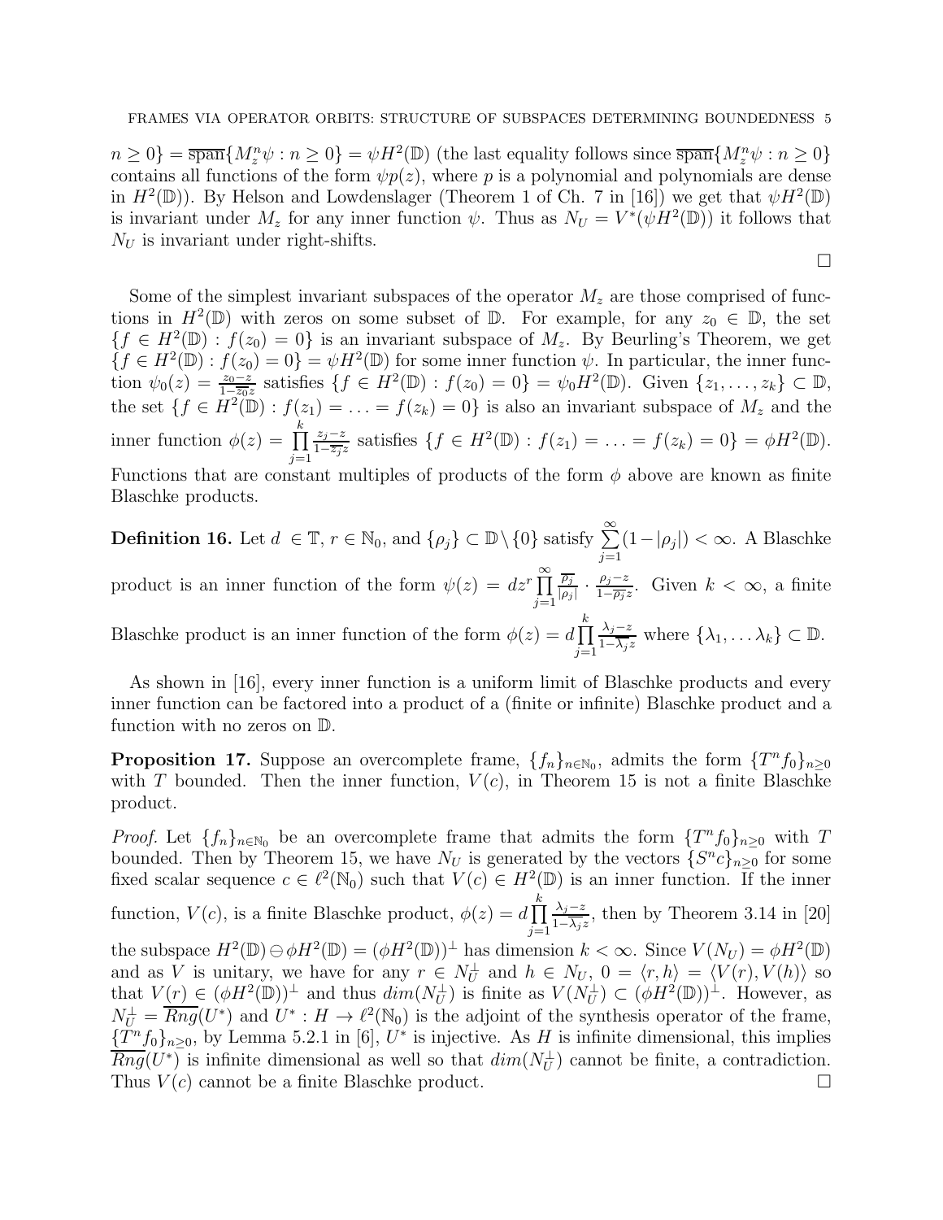$n \geq 0\} = \overline{\text{span}}\{M_z^n \psi : n \geq 0\} = \psi H^2(\mathbb{D})$ (the last equality follows since $\overline{\text{span}}\{M_z^n \psi : n \geq 0\}$ contains all functions of the form $\psi p(z)$, where $p$ is a polynomial and polynomials are dense in $H^2(\mathbb{D})$). By Helson and Lowdenslager (Theorem 1 of Ch. 7 in [16]) we get that $\psi H^2(\mathbb{D})$ is invariant under $M_z$ for any inner function $\psi$. Thus as $N_U = V^*(\psi H^2(\mathbb{D}))$ it follows that $N_U$ is invariant under right-shifts.

□

Some of the simplest invariant subspaces of the operator $M_z$ are those comprised of functions in $H^2(\mathbb{D})$ with zeros on some subset of $\mathbb{D}$. For example, for any $z_0 \in \mathbb{D}$, the set $\{f \in H^2(\mathbb{D}) : f(z_0) = 0\}$ is an invariant subspace of $M_z$. By Beurling's Theorem, we get $\{f \in H^2(\mathbb{D}) : f(z_0) = 0\} = \psi H^2(\mathbb{D})$ for some inner function $\psi$. In particular, the inner function $\psi_0(z) = \frac{z_0 - z}{1 - \overline{z_0} z}$ satisfies $\{f \in H^2(\mathbb{D}) : f(z_0) = 0\} = \psi_0 H^2(\mathbb{D})$. Given $\{z_1, \ldots, z_k\} \subset \mathbb{D}$, the set $\{f \in H^2(\mathbb{D}) : f(z_1) = \ldots = f(z_k) = 0\}$ is also an invariant subspace of $M_z$ and the inner function $\phi(z) = \prod_{j=1}^{k} \frac{z_j - z}{1 - \overline{z_j} z}$ satisfies $\{f \in H^2(\mathbb{D}) : f(z_1) = \ldots = f(z_k) = 0\} = \phi H^2(\mathbb{D})$. Functions that are constant multiples of products of the form $\phi$ above are known as finite Blaschke products.

**Definition 16.** Let $d \in \mathbb{T}$, $r \in \mathbb{N}_0$, and $\{\rho_j\} \subset \mathbb{D} \setminus \{0\}$ satisfy $\sum_{j=1}^{\infty} (1 - |\rho_j|) < \infty$. A Blaschke product is an inner function of the form $\psi(z) = d z^r \prod_{j=1}^{\infty} \frac{\overline{\rho_j}}{|\rho_j|} \cdot \frac{\rho_j - z}{1 - \overline{\rho_j} z}$. Given $k < \infty$, a finite Blaschke product is an inner function of the form $\phi(z) = d \prod_{j=1}^{k} \frac{\lambda_j - z}{1 - \overline{\lambda_j} z}$ where $\{\lambda_1, \ldots \lambda_k\} \subset \mathbb{D}$.

As shown in [16], every inner function is a uniform limit of Blaschke products and every inner function can be factored into a product of a (finite or infinite) Blaschke product and a function with no zeros on $\mathbb{D}$.

**Proposition 17.** Suppose an overcomplete frame, $\{f_n\}_{n \in \mathbb{N}_0}$, admits the form $\{T^n f_0\}_{n \geq 0}$ with $T$ bounded. Then the inner function, $V(c)$, in Theorem 15 is not a finite Blaschke product.

*Proof.* Let $\{f_n\}_{n \in \mathbb{N}_0}$ be an overcomplete frame that admits the form $\{T^n f_0\}_{n \geq 0}$ with $T$ bounded. Then by Theorem 15, we have $N_U$ is generated by the vectors $\{S^n c\}_{n \geq 0}$ for some fixed scalar sequence $c \in \ell^2(\mathbb{N}_0)$ such that $V(c) \in H^2(\mathbb{D})$ is an inner function. If the inner function, $V(c)$, is a finite Blaschke product, $\phi(z) = d \prod_{j=1}^{k} \frac{\lambda_j - z}{1 - \overline{\lambda_j} z}$, then by Theorem 3.14 in [20] the subspace $H^2(\mathbb{D}) \ominus \phi H^2(\mathbb{D}) = (\phi H^2(\mathbb{D}))^{\perp}$ has dimension $k < \infty$. Since $V(N_U) = \phi H^2(\mathbb{D})$ and as $V$ is unitary, we have for any $r \in N_U^{\perp}$ and $h \in N_U$, $0 = \langle r, h \rangle = \langle V(r), V(h) \rangle$ so that $V(r) \in (\phi H^2(\mathbb{D}))^{\perp}$ and thus $dim(N_U^{\perp})$ is finite as $V(N_U^{\perp}) \subset (\phi H^2(\mathbb{D}))^{\perp}$. However, as $N_U^{\perp} = \overline{Rng}(U^*)$ and $U^* : H \to \ell^2(\mathbb{N}_0)$ is the adjoint of the synthesis operator of the frame, $\{T^n f_0\}_{n \geq 0}$, by Lemma 5.2.1 in [6], $U^*$ is injective. As $H$ is infinite dimensional, this implies $\overline{Rng}(U^*)$ is infinite dimensional as well so that $dim(N_U^{\perp})$ cannot be finite, a contradiction. Thus $V(c)$ cannot be a finite Blaschke product. □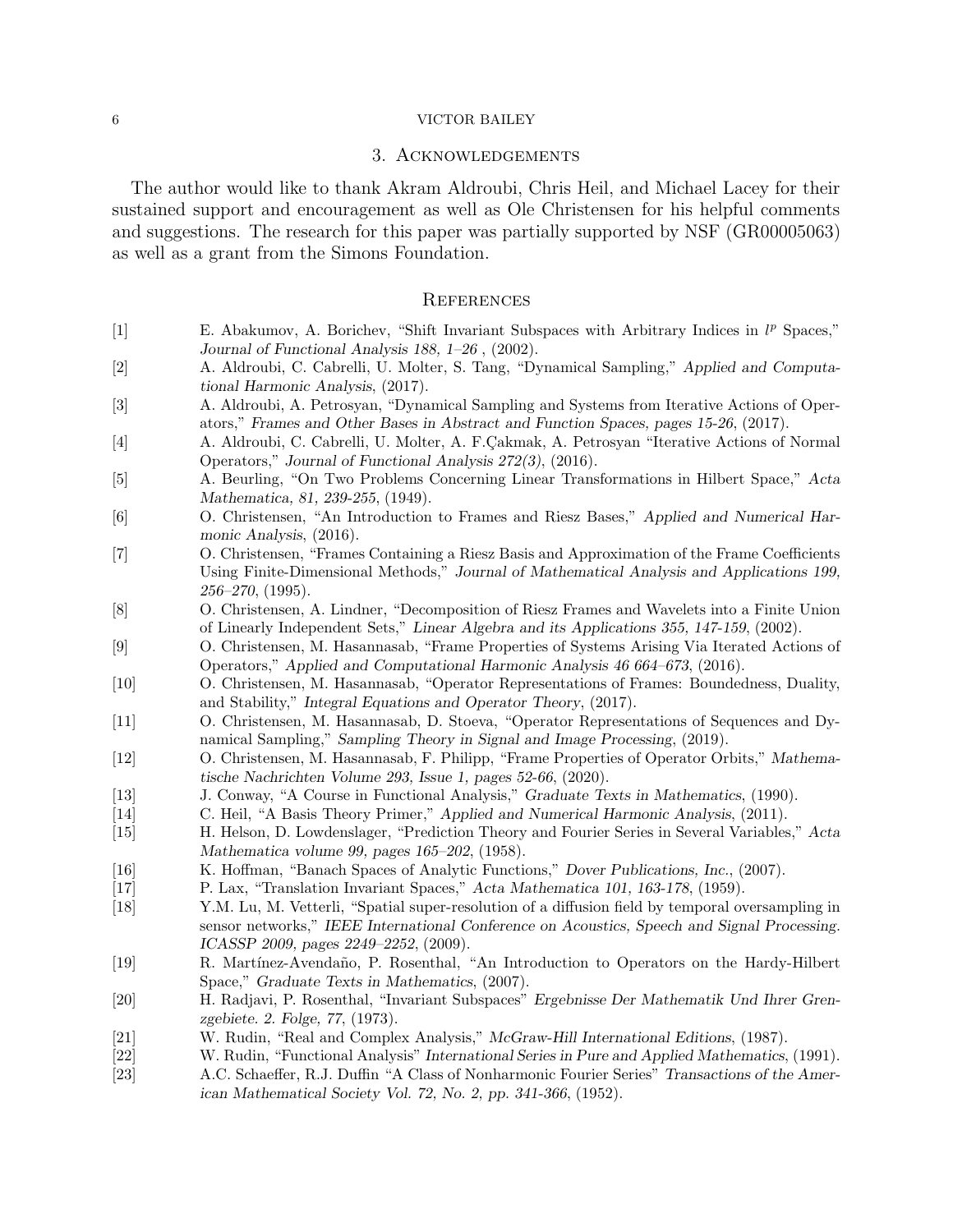## 3. Acknowledgements

The author would like to thank Akram Aldroubi, Chris Heil, and Michael Lacey for their sustained support and encouragement as well as Ole Christensen for his helpful comments and suggestions. The research for this paper was partially supported by NSF (GR00005063) as well as a grant from the Simons Foundation.

## References

[1] E. Abakumov, A. Borichev, "Shift Invariant Subspaces with Arbitrary Indices in $l^p$ Spaces," *Journal of Functional Analysis 188, 1–26* , (2002).

[2] A. Aldroubi, C. Cabrelli, U. Molter, S. Tang, "Dynamical Sampling," *Applied and Computational Harmonic Analysis*, (2017).

[3] A. Aldroubi, A. Petrosyan, "Dynamical Sampling and Systems from Iterative Actions of Operators," *Frames and Other Bases in Abstract and Function Spaces, pages 15-26*, (2017).

[4] A. Aldroubi, C. Cabrelli, U. Molter, A. F.Çakmak, A. Petrosyan "Iterative Actions of Normal Operators," *Journal of Functional Analysis 272(3)*, (2016).

[5] A. Beurling, "On Two Problems Concerning Linear Transformations in Hilbert Space," *Acta Mathematica, 81, 239-255*, (1949).

[6] O. Christensen, "An Introduction to Frames and Riesz Bases," *Applied and Numerical Harmonic Analysis*, (2016).

[7] O. Christensen, "Frames Containing a Riesz Basis and Approximation of the Frame Coefficients Using Finite-Dimensional Methods," *Journal of Mathematical Analysis and Applications 199, 256–270*, (1995).

[8] O. Christensen, A. Lindner, "Decomposition of Riesz Frames and Wavelets into a Finite Union of Linearly Independent Sets," *Linear Algebra and its Applications 355, 147-159*, (2002).

[9] O. Christensen, M. Hasannasab, "Frame Properties of Systems Arising Via Iterated Actions of Operators," *Applied and Computational Harmonic Analysis 46 664–673*, (2016).

[10] O. Christensen, M. Hasannasab, "Operator Representations of Frames: Boundedness, Duality, and Stability," *Integral Equations and Operator Theory*, (2017).

[11] O. Christensen, M. Hasannasab, D. Stoeva, "Operator Representations of Sequences and Dynamical Sampling," *Sampling Theory in Signal and Image Processing*, (2019).

[12] O. Christensen, M. Hasannasab, F. Philipp, "Frame Properties of Operator Orbits," *Mathematische Nachrichten Volume 293, Issue 1, pages 52-66*, (2020).

[13] J. Conway, "A Course in Functional Analysis," *Graduate Texts in Mathematics*, (1990).

[14] C. Heil, "A Basis Theory Primer," *Applied and Numerical Harmonic Analysis*, (2011).

[15] H. Helson, D. Lowdenslager, "Prediction Theory and Fourier Series in Several Variables," *Acta Mathematica volume 99, pages 165–202*, (1958).

[16] K. Hoffman, "Banach Spaces of Analytic Functions," *Dover Publications, Inc.*, (2007).

[17] P. Lax, "Translation Invariant Spaces," *Acta Mathematica 101, 163-178*, (1959).

[18] Y.M. Lu, M. Vetterli, "Spatial super-resolution of a diffusion field by temporal oversampling in sensor networks," *IEEE International Conference on Acoustics, Speech and Signal Processing. ICASSP 2009, pages 2249–2252*, (2009).

[19] R. Martínez-Avendaño, P. Rosenthal, "An Introduction to Operators on the Hardy-Hilbert Space," *Graduate Texts in Mathematics*, (2007).

[20] H. Radjavi, P. Rosenthal, "Invariant Subspaces" *Ergebnisse Der Mathematik Und Ihrer Grenzgebiete. 2. Folge, 77*, (1973).

[21] W. Rudin, "Real and Complex Analysis," *McGraw-Hill International Editions*, (1987).

[22] W. Rudin, "Functional Analysis" *International Series in Pure and Applied Mathematics*, (1991).

[23] A.C. Schaeffer, R.J. Duffin "A Class of Nonharmonic Fourier Series" *Transactions of the American Mathematical Society Vol. 72, No. 2, pp. 341-366*, (1952).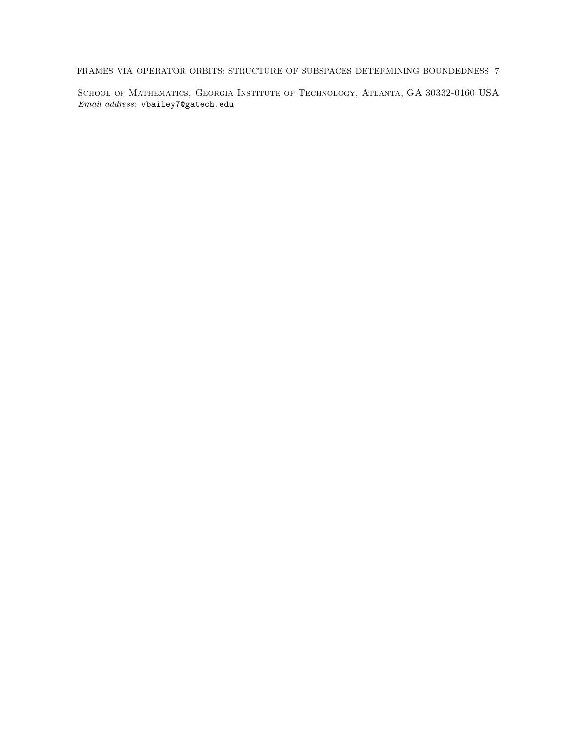School of Mathematics, Georgia Institute of Technology, Atlanta, GA 30332-0160 USA
*Email address*: vbailey7@gatech.edu